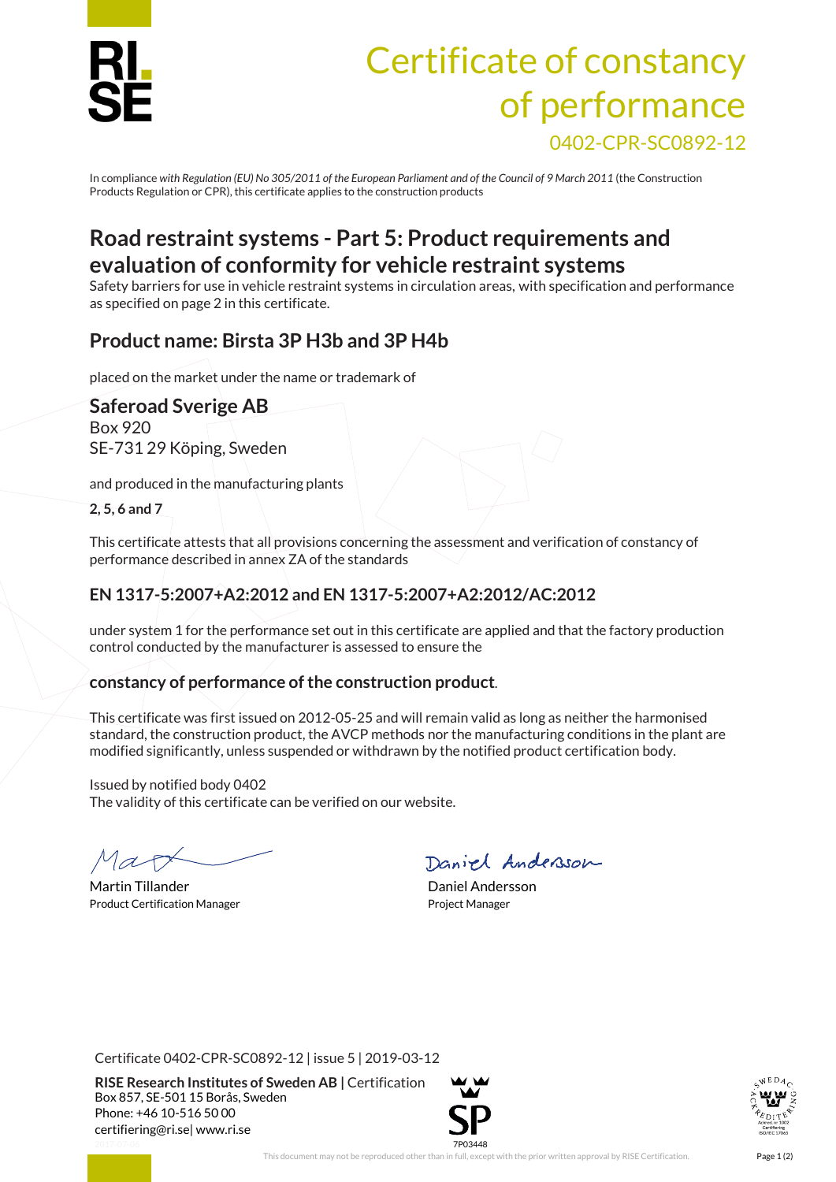# Certificate of constancy of performance

0402-CPR-SC0892-12

In compliance *with Regulation (EU) No 305/2011 of the European Parliament and of the Council of 9 March 2011* (the Construction Products Regulation or CPR), this certificate applies to the construction products

## Road restraint systems - Part 5: Product requirements and evaluation of conformity for vehicle restraint systems

Safety barriers for use in vehicle restraint systems in circulation areas, with specification and performance as specified on page 2 in this certificate.

### Product name: Birsta 3P H3b and 3P H4b

placed on the market under the name or trademark of

### Saferoad Sverige AB

Box 920
SE-731 29 Köping, Sweden

and produced in the manufacturing plants

**2, 5, 6 and 7**

This certificate attests that all provisions concerning the assessment and verification of constancy of performance described in annex ZA of the standards

### EN 1317-5:2007+A2:2012 and EN 1317-5:2007+A2:2012/AC:2012

under system 1 for the performance set out in this certificate are applied and that the factory production control conducted by the manufacturer is assessed to ensure the

### constancy of performance of the construction product.

This certificate was first issued on 2012-05-25 and will remain valid as long as neither the harmonised standard, the construction product, the AVCP methods nor the manufacturing conditions in the plant are modified significantly, unless suspended or withdrawn by the notified product certification body.

Issued by notified body 0402
The validity of this certificate can be verified on our website.

| Martin Tillander | Daniel Andersson |
| --- | --- |
| Product Certification Manager | Project Manager |

Certificate 0402-CPR-SC0892-12 | issue 5 | 2019-03-12

**RISE Research Institutes of Sweden AB** | Certification
Box 857, SE-501 15 Borås, Sweden
Phone: +46 10-516 50 00
certifiering@ri.se| www.ri.se

This document may not be reproduced other than in full, except with the prior written approval by RISE Certification.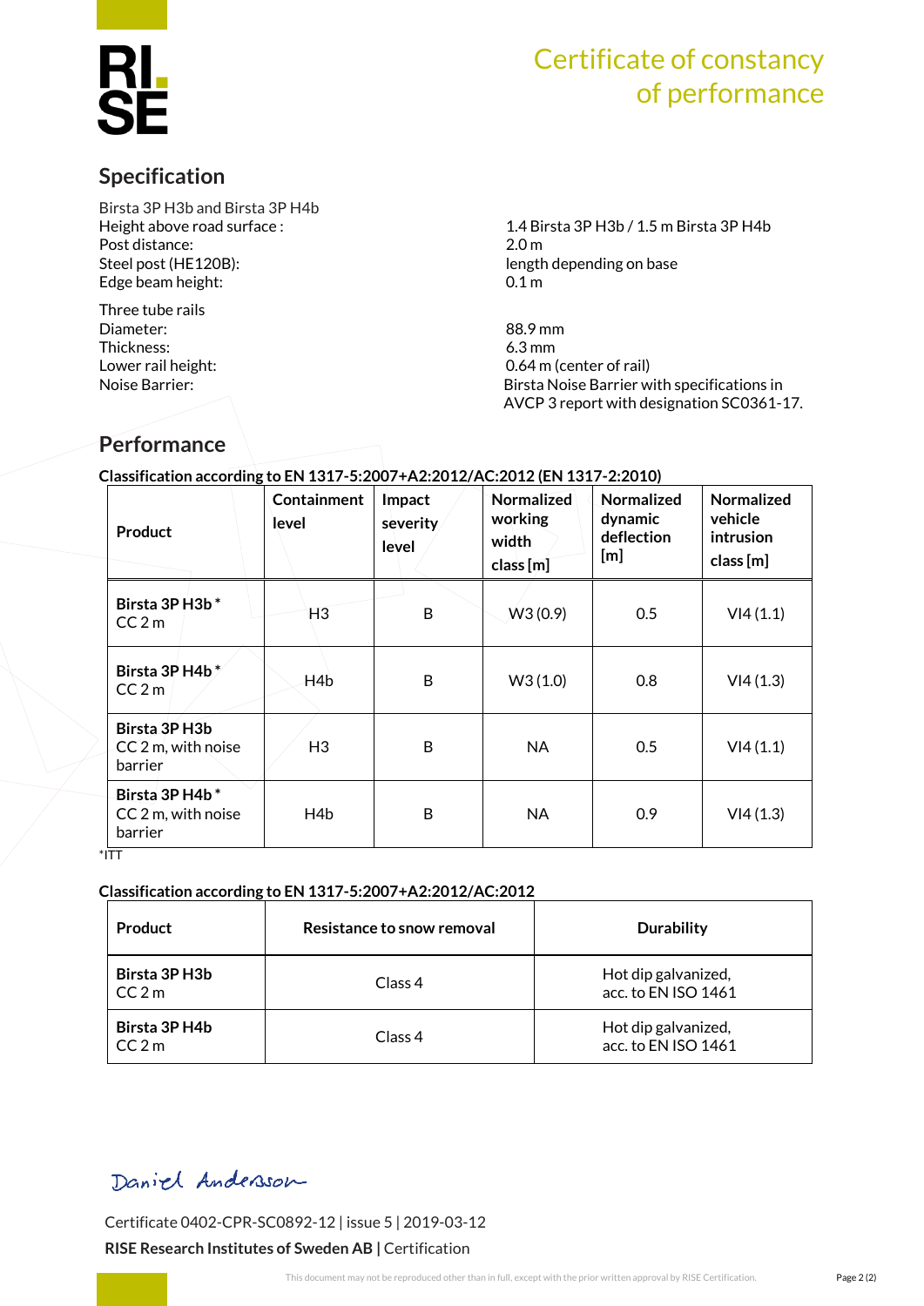# Certificate of constancy of performance

## Specification

Birsta 3P H3b and Birsta 3P H4b

| | |
|---|---|
| Height above road surface : | 1.4 Birsta 3P H3b / 1.5 m Birsta 3P H4b |
| Post distance: | 2.0 m |
| Steel post (HE120B): | length depending on base |
| Edge beam height: | 0.1 m |

Three tube rails

| | |
|---|---|
| Diameter: | 88.9 mm |
| Thickness: | 6.3 mm |
| Lower rail height: | 0.64 m (center of rail) |
| Noise Barrier: | Birsta Noise Barrier with specifications in AVCP 3 report with designation SC0361-17. |

## Performance

**Classification according to EN 1317-5:2007+A2:2012/AC:2012 (EN 1317-2:2010)**

| Product | Containment level | Impact severity level | Normalized working width class [m] | Normalized dynamic deflection [m] | Normalized vehicle intrusion class [m] |
|---|---|---|---|---|---|
| **Birsta 3P H3b** * CC 2 m | H3 | B | W3 (0.9) | 0.5 | VI4 (1.1) |
| **Birsta 3P H4b** * CC 2 m | H4b | B | W3 (1.0) | 0.8 | VI4 (1.3) |
| **Birsta 3P H3b** CC 2 m, with noise barrier | H3 | B | NA | 0.5 | VI4 (1.1) |
| **Birsta 3P H4b** * CC 2 m, with noise barrier | H4b | B | NA | 0.9 | VI4 (1.3) |

*ITT

**Classification according to EN 1317-5:2007+A2:2012/AC:2012**

| Product | Resistance to snow removal | Durability |
|---|---|---|
| **Birsta 3P H3b** CC 2 m | Class 4 | Hot dip galvanized, acc. to EN ISO 1461 |
| **Birsta 3P H4b** CC 2 m | Class 4 | Hot dip galvanized, acc. to EN ISO 1461 |

Daniel Andersson

Certificate 0402-CPR-SC0892-12 | issue 5 | 2019-03-12

**RISE Research Institutes of Sweden AB** | Certification

This document may not be reproduced other than in full, except with the prior written approval by RISE Certification.